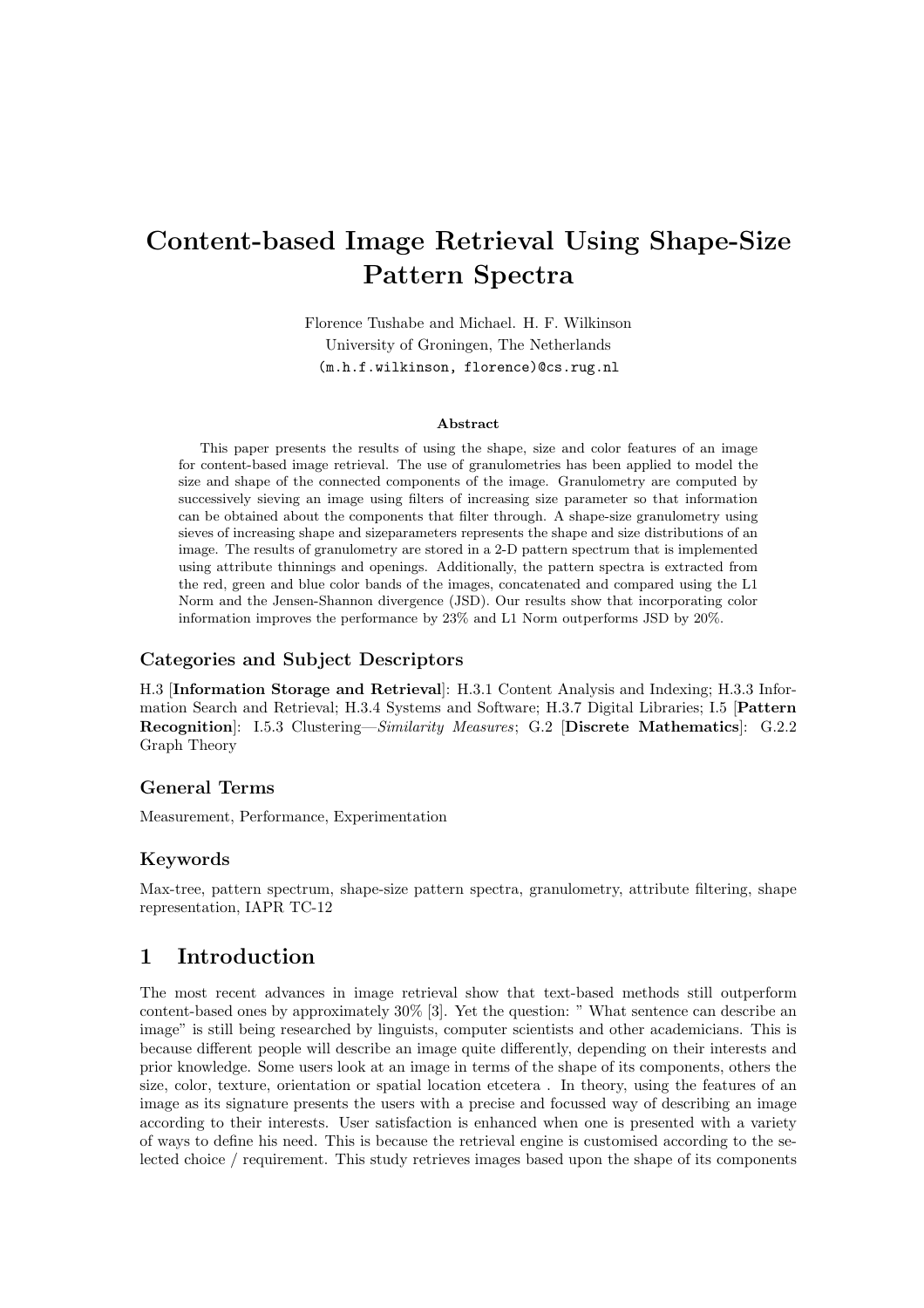# Content-based Image Retrieval Using Shape-Size Pattern Spectra

Florence Tushabe and Michael. H. F. Wilkinson
University of Groningen, The Netherlands
(m.h.f.wilkinson, florence)@cs.rug.nl

### Abstract

This paper presents the results of using the shape, size and color features of an image for content-based image retrieval. The use of granulometries has been applied to model the size and shape of the connected components of the image. Granulometry are computed by successively sieving an image using filters of increasing size parameter so that information can be obtained about the components that filter through. A shape-size granulometry using sieves of increasing shape and sizeparameters represents the shape and size distributions of an image. The results of granulometry are stored in a 2-D pattern spectrum that is implemented using attribute thinnings and openings. Additionally, the pattern spectra is extracted from the red, green and blue color bands of the images, concatenated and compared using the L1 Norm and the Jensen-Shannon divergence (JSD). Our results show that incorporating color information improves the performance by 23% and L1 Norm outperforms JSD by 20%.

### Categories and Subject Descriptors

H.3 [**Information Storage and Retrieval**]: H.3.1 Content Analysis and Indexing; H.3.3 Information Search and Retrieval; H.3.4 Systems and Software; H.3.7 Digital Libraries; I.5 [**Pattern Recognition**]: I.5.3 Clustering—*Similarity Measures*; G.2 [**Discrete Mathematics**]: G.2.2 Graph Theory

### General Terms

Measurement, Performance, Experimentation

### Keywords

Max-tree, pattern spectrum, shape-size pattern spectra, granulometry, attribute filtering, shape representation, IAPR TC-12

## 1 Introduction

The most recent advances in image retrieval show that text-based methods still outperform content-based ones by approximately 30% [3]. Yet the question: " What sentence can describe an image" is still being researched by linguists, computer scientists and other academicians. This is because different people will describe an image quite differently, depending on their interests and prior knowledge. Some users look at an image in terms of the shape of its components, others the size, color, texture, orientation or spatial location etcetera . In theory, using the features of an image as its signature presents the users with a precise and focussed way of describing an image according to their interests. User satisfaction is enhanced when one is presented with a variety of ways to define his need. This is because the retrieval engine is customised according to the selected choice / requirement. This study retrieves images based upon the shape of its components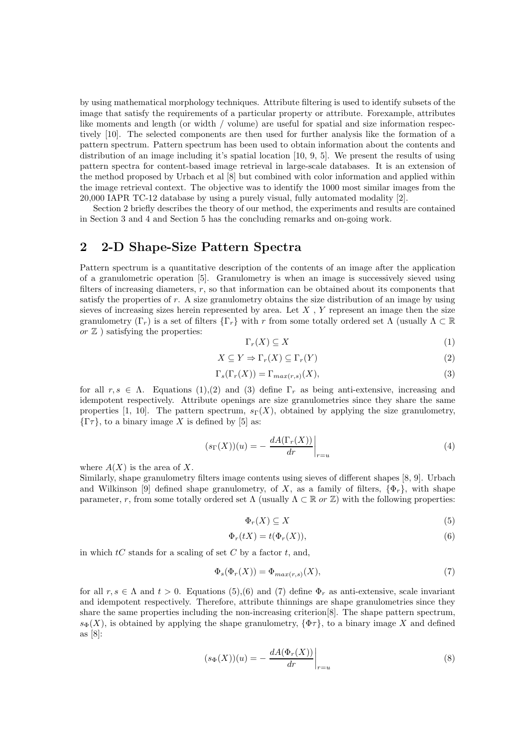by using mathematical morphology techniques. Attribute filtering is used to identify subsets of the image that satisfy the requirements of a particular property or attribute. Forexample, attributes like moments and length (or width / volume) are useful for spatial and size information respectively [10]. The selected components are then used for further analysis like the formation of a pattern spectrum. Pattern spectrum has been used to obtain information about the contents and distribution of an image including it's spatial location [10, 9, 5]. We present the results of using pattern spectra for content-based image retrieval in large-scale databases. It is an extension of the method proposed by Urbach et al [8] but combined with color information and applied within the image retrieval context. The objective was to identify the 1000 most similar images from the 20,000 IAPR TC-12 database by using a purely visual, fully automated modality [2].

Section 2 briefly describes the theory of our method, the experiments and results are contained in Section 3 and 4 and Section 5 has the concluding remarks and on-going work.

## 2 2-D Shape-Size Pattern Spectra

Pattern spectrum is a quantitative description of the contents of an image after the application of a granulometric operation [5]. Granulometry is when an image is successively sieved using filters of increasing diameters, $r$, so that information can be obtained about its components that satisfy the properties of $r$. A size granulometry obtains the size distribution of an image by using sieves of increasing sizes herein represented by area. Let $X$ , $Y$ represent an image then the size granulometry ($\Gamma_r$) is a set of filters $\{\Gamma_r\}$ with $r$ from some totally ordered set $\Lambda$ (usually $\Lambda \subset \mathbb{R}$ *or* $\mathbb{Z}$ ) satisfying the properties:

$$\Gamma_r(X) \subseteq X \tag{1}$$

$$X \subseteq Y \Rightarrow \Gamma_r(X) \subseteq \Gamma_r(Y) \tag{2}$$

$$\Gamma_s(\Gamma_r(X)) = \Gamma_{max(r,s)}(X), \tag{3}$$

for all $r, s \in \Lambda$. Equations (1),(2) and (3) define $\Gamma_r$ as being anti-extensive, increasing and idempotent respectively. Attribute openings are size granulometries since they share the same properties [1, 10]. The pattern spectrum, $s_\Gamma(X)$, obtained by applying the size granulometry, $\{\Gamma\tau\}$, to a binary image $X$ is defined by [5] as:

$$(s_\Gamma(X))(u) = - \left. \frac{dA(\Gamma_r(X))}{dr} \right|_{r=u} \tag{4}$$

where $A(X)$ is the area of $X$.

Similarly, shape granulometry filters image contents using sieves of different shapes [8, 9]. Urbach and Wilkinson [9] defined shape granulometry, of $X$, as a family of filters, $\{\Phi_r\}$, with shape parameter, $r$, from some totally ordered set $\Lambda$ (usually $\Lambda \subset \mathbb{R}$ *or* $\mathbb{Z}$) with the following properties:

$$\Phi_r(X) \subseteq X \tag{5}$$

$$\Phi_r(tX) = t(\Phi_r(X)), \tag{6}$$

in which $tC$ stands for a scaling of set $C$ by a factor $t$, and,

$$\Phi_s(\Phi_r(X)) = \Phi_{max(r,s)}(X), \tag{7}$$

for all $r, s \in \Lambda$ and $t > 0$. Equations (5),(6) and (7) define $\Phi_r$ as anti-extensive, scale invariant and idempotent respectively. Therefore, attribute thinnings are shape granulometries since they share the same properties including the non-increasing criterion[8]. The shape pattern spectrum, $s_\Phi(X)$, is obtained by applying the shape granulometry, $\{\Phi\tau\}$, to a binary image $X$ and defined as [8]:

$$(s_\Phi(X))(u) = - \left. \frac{dA(\Phi_r(X))}{dr} \right|_{r=u} \tag{8}$$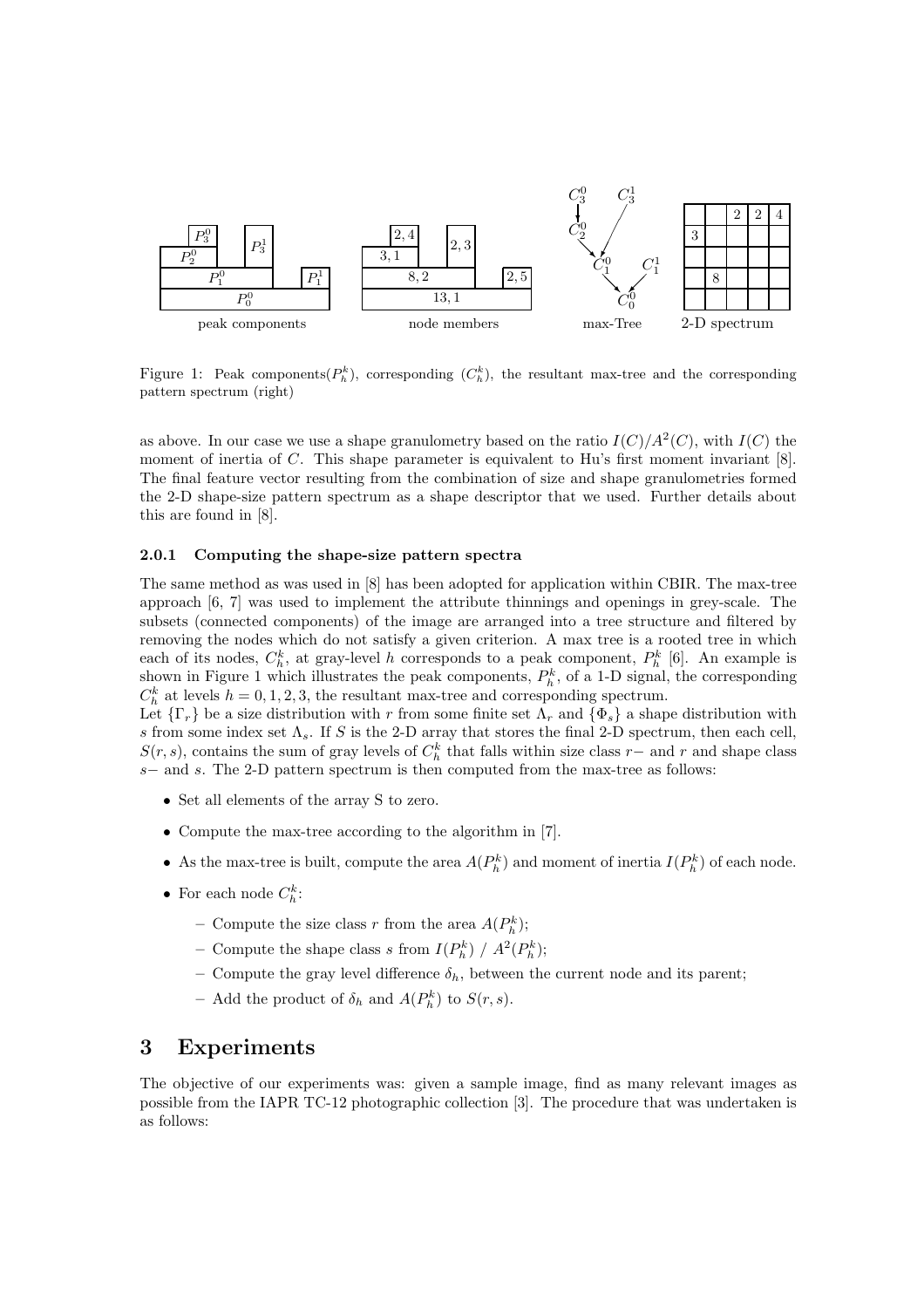peak components

node members

max-Tree

2-D spectrum

Figure 1: Peak components($P_h^k$), corresponding ($C_h^k$), the resultant max-tree and the corresponding pattern spectrum (right)

as above. In our case we use a shape granulometry based on the ratio $I(C)/A^2(C)$, with $I(C)$ the moment of inertia of $C$. This shape parameter is equivalent to Hu's first moment invariant [8]. The final feature vector resulting from the combination of size and shape granulometries formed the 2-D shape-size pattern spectrum as a shape descriptor that we used. Further details about this are found in [8].

#### 2.0.1 Computing the shape-size pattern spectra

The same method as was used in [8] has been adopted for application within CBIR. The max-tree approach [6, 7] was used to implement the attribute thinnings and openings in grey-scale. The subsets (connected components) of the image are arranged into a tree structure and filtered by removing the nodes which do not satisfy a given criterion. A max tree is a rooted tree in which each of its nodes, $C_h^k$, at gray-level $h$ corresponds to a peak component, $P_h^k$ [6]. An example is shown in Figure 1 which illustrates the peak components, $P_h^k$, of a 1-D signal, the corresponding $C_h^k$ at levels $h = 0, 1, 2, 3$, the resultant max-tree and corresponding spectrum.
Let $\{\Gamma_r\}$ be a size distribution with $r$ from some finite set $\Lambda_r$ and $\{\Phi_s\}$ a shape distribution with $s$ from some index set $\Lambda_s$. If $S$ is the 2-D array that stores the final 2-D spectrum, then each cell, $S(r, s)$, contains the sum of gray levels of $C_h^k$ that falls within size class $r-$ and $r$ and shape class $s-$ and $s$. The 2-D pattern spectrum is then computed from the max-tree as follows:

- Set all elements of the array S to zero.
- Compute the max-tree according to the algorithm in [7].
- As the max-tree is built, compute the area $A(P_h^k)$ and moment of inertia $I(P_h^k)$ of each node.
- For each node $C_h^k$:
  - Compute the size class $r$ from the area $A(P_h^k)$;
  - Compute the shape class $s$ from $I(P_h^k)$ / $A^2(P_h^k)$;
  - Compute the gray level difference $\delta_h$, between the current node and its parent;
  - Add the product of $\delta_h$ and $A(P_h^k)$ to $S(r, s)$.

# 3 Experiments

The objective of our experiments was: given a sample image, find as many relevant images as possible from the IAPR TC-12 photographic collection [3]. The procedure that was undertaken is as follows: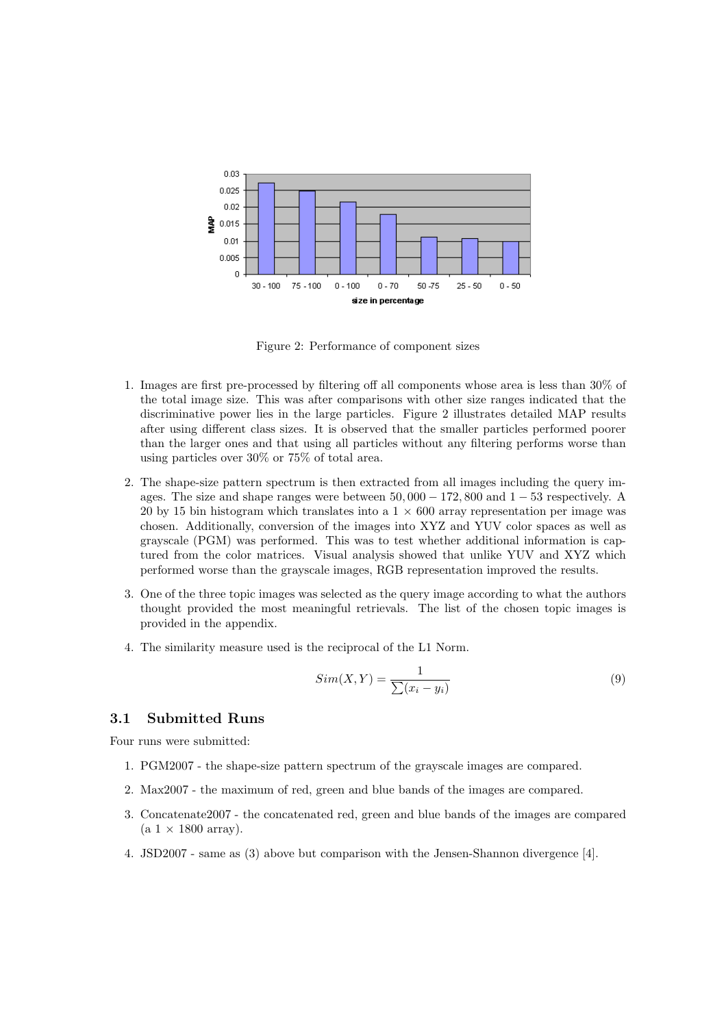0.03
0.025
0.02
0.015
0.01
0.005
0

MAP

30 - 100
75 - 100
0 - 100
0 - 70
50 -75
25 - 50
0 - 50

size in percentage

Figure 2: Performance of component sizes

1. Images are first pre-processed by filtering off all components whose area is less than 30% of the total image size. This was after comparisons with other size ranges indicated that the discriminative power lies in the large particles. Figure 2 illustrates detailed MAP results after using different class sizes. It is observed that the smaller particles performed poorer than the larger ones and that using all particles without any filtering performs worse than using particles over 30% or 75% of total area.

2. The shape-size pattern spectrum is then extracted from all images including the query images. The size and shape ranges were between $50,000 - 172,800$ and $1 - 53$ respectively. A 20 by 15 bin histogram which translates into a $1 \times 600$ array representation per image was chosen. Additionally, conversion of the images into XYZ and YUV color spaces as well as grayscale (PGM) was performed. This was to test whether additional information is captured from the color matrices. Visual analysis showed that unlike YUV and XYZ which performed worse than the grayscale images, RGB representation improved the results.

3. One of the three topic images was selected as the query image according to what the authors thought provided the most meaningful retrievals. The list of the chosen topic images is provided in the appendix.

4. The similarity measure used is the reciprocal of the L1 Norm.

$$Sim(X, Y) = \frac{1}{\sum(x_i - y_i)} \tag{9}$$

## 3.1 Submitted Runs

Four runs were submitted:

1. PGM2007 - the shape-size pattern spectrum of the grayscale images are compared.

2. Max2007 - the maximum of red, green and blue bands of the images are compared.

3. Concatenate2007 - the concatenated red, green and blue bands of the images are compared (a $1 \times 1800$ array).

4. JSD2007 - same as (3) above but comparison with the Jensen-Shannon divergence [4].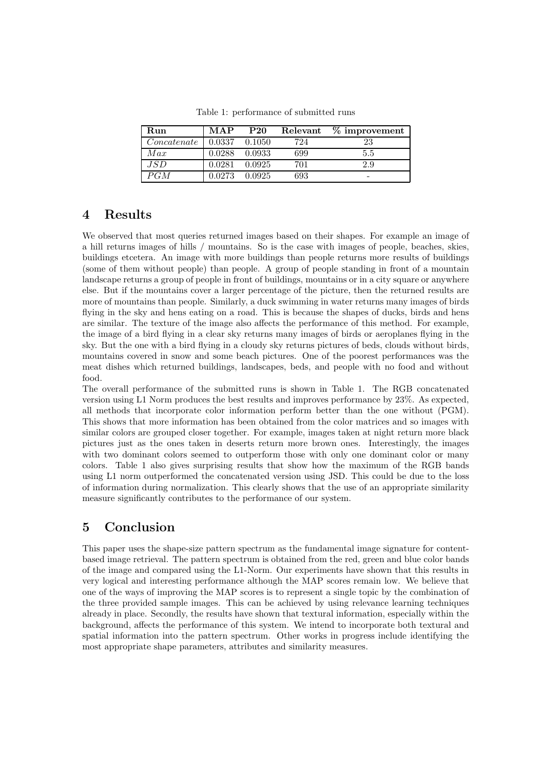Table 1: performance of submitted runs

| Run | MAP | P20 | Relevant | % improvement |
| --- | --- | --- | --- | --- |
| *Concatenate* | 0.0337 | 0.1050 | 724 | 23 |
| *Max* | 0.0288 | 0.0933 | 699 | 5.5 |
| *JSD* | 0.0281 | 0.0925 | 701 | 2.9 |
| *PGM* | 0.0273 | 0.0925 | 693 | - |

## 4 Results

We observed that most queries returned images based on their shapes. For example an image of a hill returns images of hills / mountains. So is the case with images of people, beaches, skies, buildings etcetera. An image with more buildings than people returns more results of buildings (some of them without people) than people. A group of people standing in front of a mountain landscape returns a group of people in front of buildings, mountains or in a city square or anywhere else. But if the mountains cover a larger percentage of the picture, then the returned results are more of mountains than people. Similarly, a duck swimming in water returns many images of birds flying in the sky and hens eating on a road. This is because the shapes of ducks, birds and hens are similar. The texture of the image also affects the performance of this method. For example, the image of a bird flying in a clear sky returns many images of birds or aeroplanes flying in the sky. But the one with a bird flying in a cloudy sky returns pictures of beds, clouds without birds, mountains covered in snow and some beach pictures. One of the poorest performances was the meat dishes which returned buildings, landscapes, beds, and people with no food and without food.

The overall performance of the submitted runs is shown in Table 1. The RGB concatenated version using L1 Norm produces the best results and improves performance by 23%. As expected, all methods that incorporate color information perform better than the one without (PGM). This shows that more information has been obtained from the color matrices and so images with similar colors are grouped closer together. For example, images taken at night return more black pictures just as the ones taken in deserts return more brown ones. Interestingly, the images with two dominant colors seemed to outperform those with only one dominant color or many colors. Table 1 also gives surprising results that show how the maximum of the RGB bands using L1 norm outperformed the concatenated version using JSD. This could be due to the loss of information during normalization. This clearly shows that the use of an appropriate similarity measure significantly contributes to the performance of our system.

## 5 Conclusion

This paper uses the shape-size pattern spectrum as the fundamental image signature for content-based image retrieval. The pattern spectrum is obtained from the red, green and blue color bands of the image and compared using the L1-Norm. Our experiments have shown that this results in very logical and interesting performance although the MAP scores remain low. We believe that one of the ways of improving the MAP scores is to represent a single topic by the combination of the three provided sample images. This can be achieved by using relevance learning techniques already in place. Secondly, the results have shown that textural information, especially within the background, affects the performance of this system. We intend to incorporate both textural and spatial information into the pattern spectrum. Other works in progress include identifying the most appropriate shape parameters, attributes and similarity measures.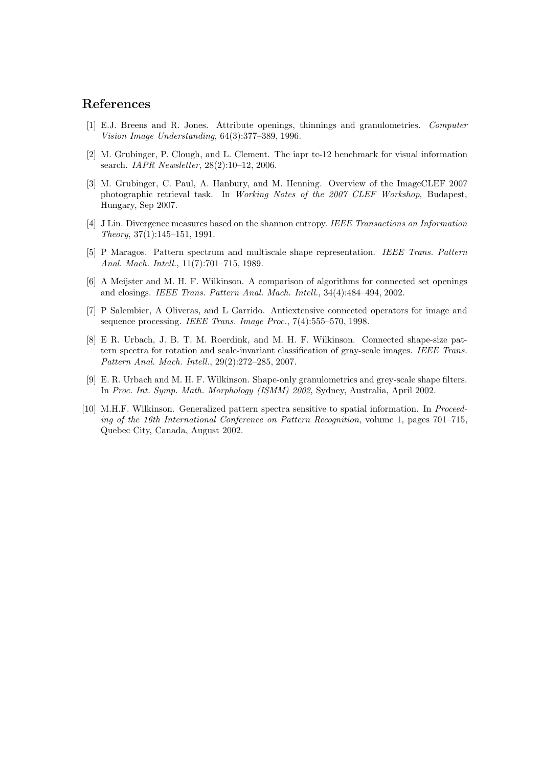## References

[1] E.J. Breens and R. Jones. Attribute openings, thinnings and granulometries. *Computer Vision Image Understanding*, 64(3):377–389, 1996.

[2] M. Grubinger, P. Clough, and L. Clement. The iapr tc-12 benchmark for visual information search. *IAPR Newsletter*, 28(2):10–12, 2006.

[3] M. Grubinger, C. Paul, A. Hanbury, and M. Henning. Overview of the ImageCLEF 2007 photographic retrieval task. In *Working Notes of the 2007 CLEF Workshop*, Budapest, Hungary, Sep 2007.

[4] J Lin. Divergence measures based on the shannon entropy. *IEEE Transactions on Information Theory*, 37(1):145–151, 1991.

[5] P Maragos. Pattern spectrum and multiscale shape representation. *IEEE Trans. Pattern Anal. Mach. Intell.*, 11(7):701–715, 1989.

[6] A Meijster and M. H. F. Wilkinson. A comparison of algorithms for connected set openings and closings. *IEEE Trans. Pattern Anal. Mach. Intell.*, 34(4):484–494, 2002.

[7] P Salembier, A Oliveras, and L Garrido. Antiextensive connected operators for image and sequence processing. *IEEE Trans. Image Proc.*, 7(4):555–570, 1998.

[8] E R. Urbach, J. B. T. M. Roerdink, and M. H. F. Wilkinson. Connected shape-size pattern spectra for rotation and scale-invariant classification of gray-scale images. *IEEE Trans. Pattern Anal. Mach. Intell.*, 29(2):272–285, 2007.

[9] E. R. Urbach and M. H. F. Wilkinson. Shape-only granulometries and grey-scale shape filters. In *Proc. Int. Symp. Math. Morphology (ISMM) 2002*, Sydney, Australia, April 2002.

[10] M.H.F. Wilkinson. Generalized pattern spectra sensitive to spatial information. In *Proceeding of the 16th International Conference on Pattern Recognition*, volume 1, pages 701–715, Quebec City, Canada, August 2002.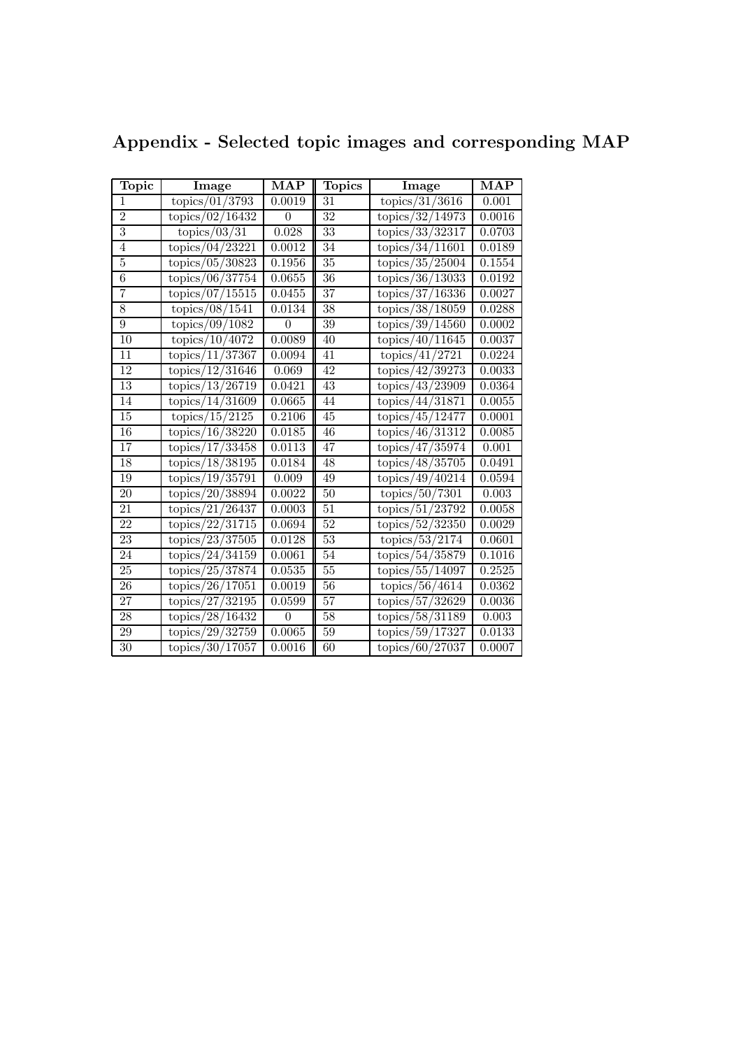## Appendix - Selected topic images and corresponding MAP

| Topic | Image | MAP | Topics | Image | MAP |
|---|---|---|---|---|---|
| 1 | topics/01/3793 | 0.0019 | 31 | topics/31/3616 | 0.001 |
| 2 | topics/02/16432 | 0 | 32 | topics/32/14973 | 0.0016 |
| 3 | topics/03/31 | 0.028 | 33 | topics/33/32317 | 0.0703 |
| 4 | topics/04/23221 | 0.0012 | 34 | topics/34/11601 | 0.0189 |
| 5 | topics/05/30823 | 0.1956 | 35 | topics/35/25004 | 0.1554 |
| 6 | topics/06/37754 | 0.0655 | 36 | topics/36/13033 | 0.0192 |
| 7 | topics/07/15515 | 0.0455 | 37 | topics/37/16336 | 0.0027 |
| 8 | topics/08/1541 | 0.0134 | 38 | topics/38/18059 | 0.0288 |
| 9 | topics/09/1082 | 0 | 39 | topics/39/14560 | 0.0002 |
| 10 | topics/10/4072 | 0.0089 | 40 | topics/40/11645 | 0.0037 |
| 11 | topics/11/37367 | 0.0094 | 41 | topics/41/2721 | 0.0224 |
| 12 | topics/12/31646 | 0.069 | 42 | topics/42/39273 | 0.0033 |
| 13 | topics/13/26719 | 0.0421 | 43 | topics/43/23909 | 0.0364 |
| 14 | topics/14/31609 | 0.0665 | 44 | topics/44/31871 | 0.0055 |
| 15 | topics/15/2125 | 0.2106 | 45 | topics/45/12477 | 0.0001 |
| 16 | topics/16/38220 | 0.0185 | 46 | topics/46/31312 | 0.0085 |
| 17 | topics/17/33458 | 0.0113 | 47 | topics/47/35974 | 0.001 |
| 18 | topics/18/38195 | 0.0184 | 48 | topics/48/35705 | 0.0491 |
| 19 | topics/19/35791 | 0.009 | 49 | topics/49/40214 | 0.0594 |
| 20 | topics/20/38894 | 0.0022 | 50 | topics/50/7301 | 0.003 |
| 21 | topics/21/26437 | 0.0003 | 51 | topics/51/23792 | 0.0058 |
| 22 | topics/22/31715 | 0.0694 | 52 | topics/52/32350 | 0.0029 |
| 23 | topics/23/37505 | 0.0128 | 53 | topics/53/2174 | 0.0601 |
| 24 | topics/24/34159 | 0.0061 | 54 | topics/54/35879 | 0.1016 |
| 25 | topics/25/37874 | 0.0535 | 55 | topics/55/14097 | 0.2525 |
| 26 | topics/26/17051 | 0.0019 | 56 | topics/56/4614 | 0.0362 |
| 27 | topics/27/32195 | 0.0599 | 57 | topics/57/32629 | 0.0036 |
| 28 | topics/28/16432 | 0 | 58 | topics/58/31189 | 0.003 |
| 29 | topics/29/32759 | 0.0065 | 59 | topics/59/17327 | 0.0133 |
| 30 | topics/30/17057 | 0.0016 | 60 | topics/60/27037 | 0.0007 |